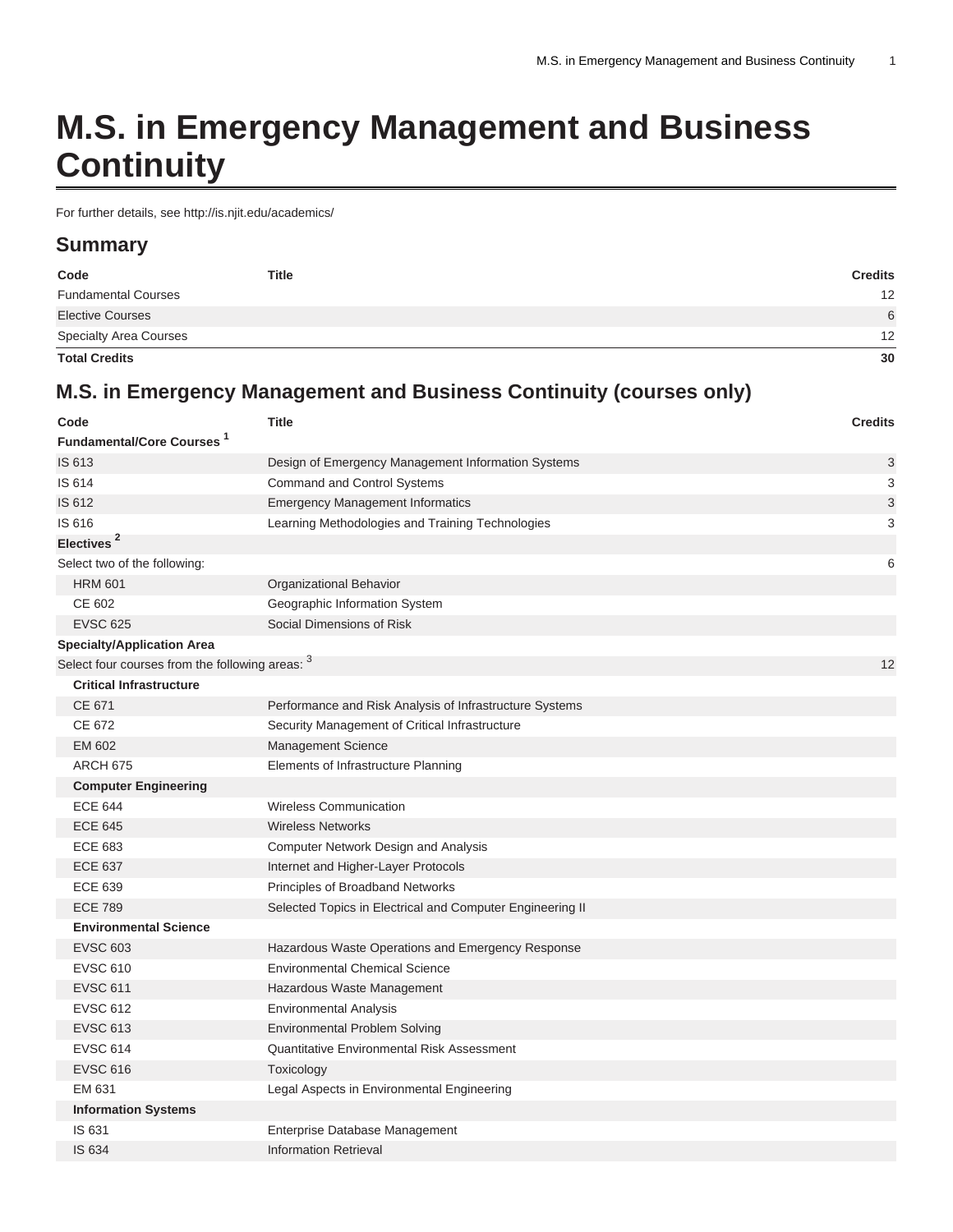# M.S. in Emergency Management and Business Continuity

For further details, see http://is.njit.edu/academics/

## Summary

| Code | Title | Credits |
| --- | --- | --- |
| Fundamental Courses | | 12 |
| Elective Courses | | 6 |
| Specialty Area Courses | | 12 |
| **Total Credits** | | **30** |

## M.S. in Emergency Management and Business Continuity (courses only)

| Code | Title | Credits |
| --- | --- | --- |
| **Fundamental/Core Courses** [1] | | |
| IS 613 | Design of Emergency Management Information Systems | 3 |
| IS 614 | Command and Control Systems | 3 |
| IS 612 | Emergency Management Informatics | 3 |
| IS 616 | Learning Methodologies and Training Technologies | 3 |
| **Electives** [2] | | |
| Select two of the following: | | 6 |
| HRM 601 | Organizational Behavior | |
| CE 602 | Geographic Information System | |
| EVSC 625 | Social Dimensions of Risk | |
| **Specialty/Application Area** | | |
| Select four courses from the following areas: [3] | | 12 |
| **Critical Infrastructure** | | |
| CE 671 | Performance and Risk Analysis of Infrastructure Systems | |
| CE 672 | Security Management of Critical Infrastructure | |
| EM 602 | Management Science | |
| ARCH 675 | Elements of Infrastructure Planning | |
| **Computer Engineering** | | |
| ECE 644 | Wireless Communication | |
| ECE 645 | Wireless Networks | |
| ECE 683 | Computer Network Design and Analysis | |
| ECE 637 | Internet and Higher-Layer Protocols | |
| ECE 639 | Principles of Broadband Networks | |
| ECE 789 | Selected Topics in Electrical and Computer Engineering II | |
| **Environmental Science** | | |
| EVSC 603 | Hazardous Waste Operations and Emergency Response | |
| EVSC 610 | Environmental Chemical Science | |
| EVSC 611 | Hazardous Waste Management | |
| EVSC 612 | Environmental Analysis | |
| EVSC 613 | Environmental Problem Solving | |
| EVSC 614 | Quantitative Environmental Risk Assessment | |
| EVSC 616 | Toxicology | |
| EM 631 | Legal Aspects in Environmental Engineering | |
| **Information Systems** | | |
| IS 631 | Enterprise Database Management | |
| IS 634 | Information Retrieval | |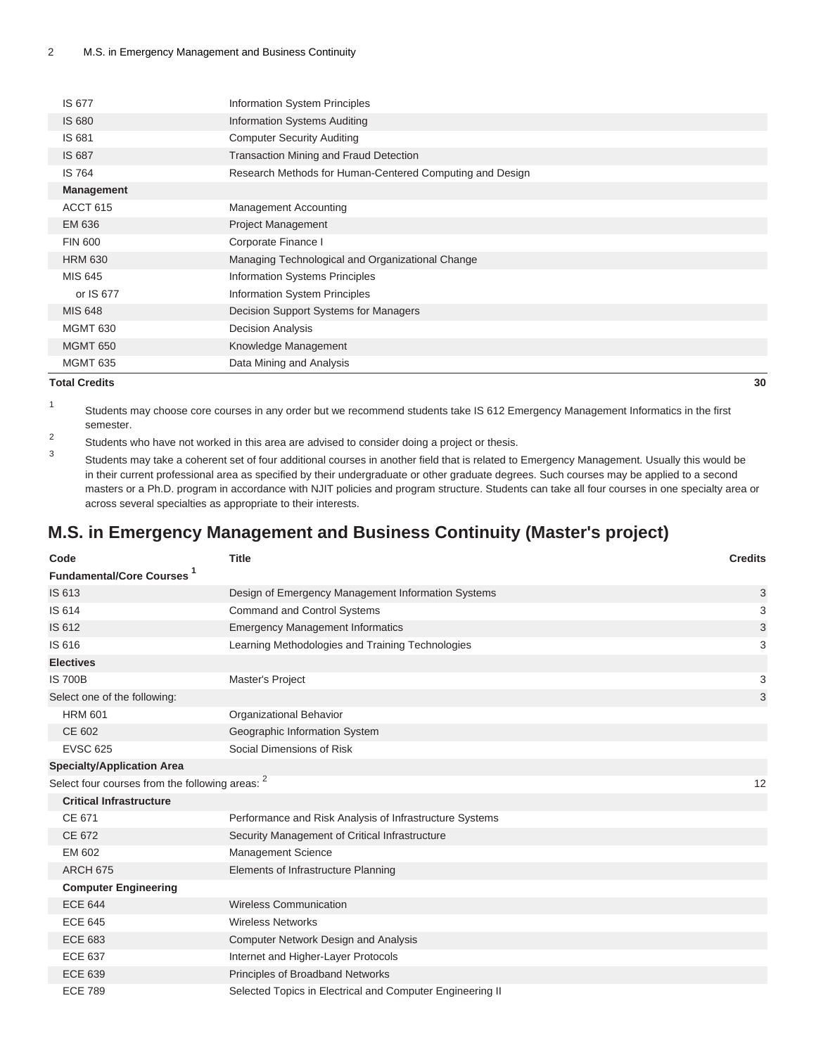| | | |
|---|---|---|
| IS 677 | Information System Principles | |
| IS 680 | Information Systems Auditing | |
| IS 681 | Computer Security Auditing | |
| IS 687 | Transaction Mining and Fraud Detection | |
| IS 764 | Research Methods for Human-Centered Computing and Design | |
| **Management** | | |
| ACCT 615 | Management Accounting | |
| EM 636 | Project Management | |
| FIN 600 | Corporate Finance I | |
| HRM 630 | Managing Technological and Organizational Change | |
| MIS 645 | Information Systems Principles | |
| or IS 677 | Information System Principles | |
| MIS 648 | Decision Support Systems for Managers | |
| MGMT 630 | Decision Analysis | |
| MGMT 650 | Knowledge Management | |
| MGMT 635 | Data Mining and Analysis | |
| **Total Credits** | | **30** |

1. Students may choose core courses in any order but we recommend students take IS 612 Emergency Management Informatics in the first semester.
2. Students who have not worked in this area are advised to consider doing a project or thesis.
3. Students may take a coherent set of four additional courses in another field that is related to Emergency Management. Usually this would be in their current professional area as specified by their undergraduate or other graduate degrees. Such courses may be applied to a second masters or a Ph.D. program in accordance with NJIT policies and program structure. Students can take all four courses in one specialty area or across several specialties as appropriate to their interests.

## M.S. in Emergency Management and Business Continuity (Master's project)

| Code | Title | Credits |
|---|---|---|
| **Fundamental/Core Courses** [1] | | |
| IS 613 | Design of Emergency Management Information Systems | 3 |
| IS 614 | Command and Control Systems | 3 |
| IS 612 | Emergency Management Informatics | 3 |
| IS 616 | Learning Methodologies and Training Technologies | 3 |
| **Electives** | | |
| IS 700B | Master's Project | 3 |
| Select one of the following: | | 3 |
| HRM 601 | Organizational Behavior | |
| CE 602 | Geographic Information System | |
| EVSC 625 | Social Dimensions of Risk | |
| **Specialty/Application Area** | | |
| Select four courses from the following areas: [2] | | 12 |
| **Critical Infrastructure** | | |
| CE 671 | Performance and Risk Analysis of Infrastructure Systems | |
| CE 672 | Security Management of Critical Infrastructure | |
| EM 602 | Management Science | |
| ARCH 675 | Elements of Infrastructure Planning | |
| **Computer Engineering** | | |
| ECE 644 | Wireless Communication | |
| ECE 645 | Wireless Networks | |
| ECE 683 | Computer Network Design and Analysis | |
| ECE 637 | Internet and Higher-Layer Protocols | |
| ECE 639 | Principles of Broadband Networks | |
| ECE 789 | Selected Topics in Electrical and Computer Engineering II | |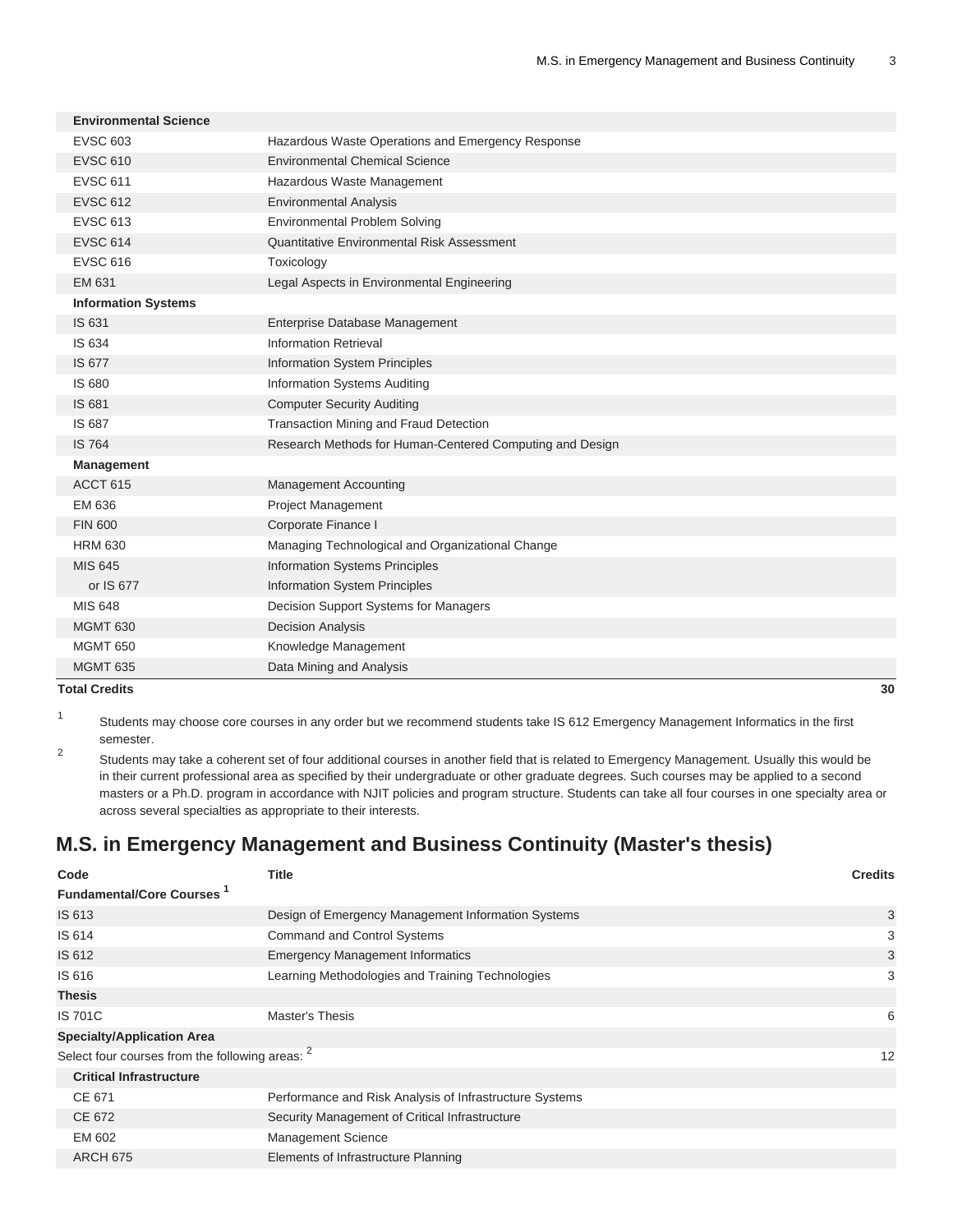| | | |
|---|---|---|
| **Environmental Science** | | |
| EVSC 603 | Hazardous Waste Operations and Emergency Response | |
| EVSC 610 | Environmental Chemical Science | |
| EVSC 611 | Hazardous Waste Management | |
| EVSC 612 | Environmental Analysis | |
| EVSC 613 | Environmental Problem Solving | |
| EVSC 614 | Quantitative Environmental Risk Assessment | |
| EVSC 616 | Toxicology | |
| EM 631 | Legal Aspects in Environmental Engineering | |
| **Information Systems** | | |
| IS 631 | Enterprise Database Management | |
| IS 634 | Information Retrieval | |
| IS 677 | Information System Principles | |
| IS 680 | Information Systems Auditing | |
| IS 681 | Computer Security Auditing | |
| IS 687 | Transaction Mining and Fraud Detection | |
| IS 764 | Research Methods for Human-Centered Computing and Design | |
| **Management** | | |
| ACCT 615 | Management Accounting | |
| EM 636 | Project Management | |
| FIN 600 | Corporate Finance I | |
| HRM 630 | Managing Technological and Organizational Change | |
| MIS 645 | Information Systems Principles | |
| or IS 677 | Information System Principles | |
| MIS 648 | Decision Support Systems for Managers | |
| MGMT 630 | Decision Analysis | |
| MGMT 650 | Knowledge Management | |
| MGMT 635 | Data Mining and Analysis | |
| **Total Credits** | | **30** |

1. Students may choose core courses in any order but we recommend students take IS 612 Emergency Management Informatics in the first semester.
2. Students may take a coherent set of four additional courses in another field that is related to Emergency Management. Usually this would be in their current professional area as specified by their undergraduate or other graduate degrees. Such courses may be applied to a second masters or a Ph.D. program in accordance with NJIT policies and program structure. Students can take all four courses in one specialty area or across several specialties as appropriate to their interests.

## M.S. in Emergency Management and Business Continuity (Master's thesis)

| Code | Title | Credits |
|---|---|---|
| **Fundamental/Core Courses [1]** | | |
| IS 613 | Design of Emergency Management Information Systems | 3 |
| IS 614 | Command and Control Systems | 3 |
| IS 612 | Emergency Management Informatics | 3 |
| IS 616 | Learning Methodologies and Training Technologies | 3 |
| **Thesis** | | |
| IS 701C | Master's Thesis | 6 |
| **Specialty/Application Area** | | |
| Select four courses from the following areas: [2] | | 12 |
| **Critical Infrastructure** | | |
| CE 671 | Performance and Risk Analysis of Infrastructure Systems | |
| CE 672 | Security Management of Critical Infrastructure | |
| EM 602 | Management Science | |
| ARCH 675 | Elements of Infrastructure Planning | |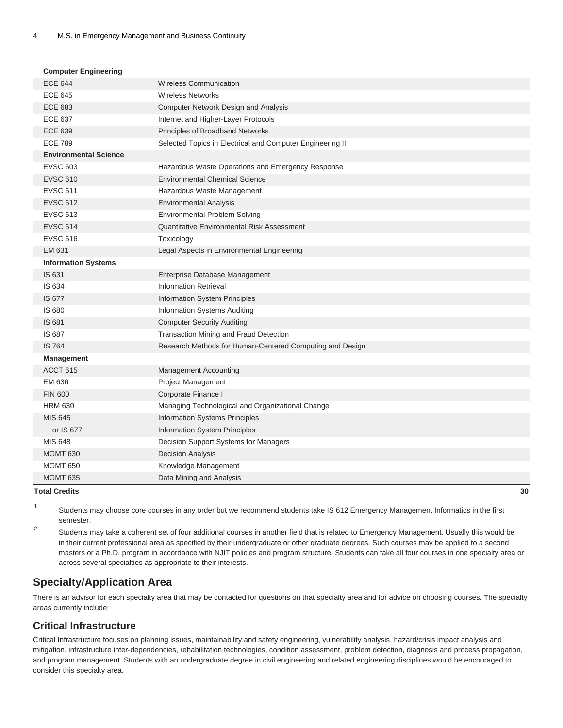| | |
|---|---|
| **Computer Engineering** | |
| ECE 644 | Wireless Communication |
| ECE 645 | Wireless Networks |
| ECE 683 | Computer Network Design and Analysis |
| ECE 637 | Internet and Higher-Layer Protocols |
| ECE 639 | Principles of Broadband Networks |
| ECE 789 | Selected Topics in Electrical and Computer Engineering II |
| **Environmental Science** | |
| EVSC 603 | Hazardous Waste Operations and Emergency Response |
| EVSC 610 | Environmental Chemical Science |
| EVSC 611 | Hazardous Waste Management |
| EVSC 612 | Environmental Analysis |
| EVSC 613 | Environmental Problem Solving |
| EVSC 614 | Quantitative Environmental Risk Assessment |
| EVSC 616 | Toxicology |
| EM 631 | Legal Aspects in Environmental Engineering |
| **Information Systems** | |
| IS 631 | Enterprise Database Management |
| IS 634 | Information Retrieval |
| IS 677 | Information System Principles |
| IS 680 | Information Systems Auditing |
| IS 681 | Computer Security Auditing |
| IS 687 | Transaction Mining and Fraud Detection |
| IS 764 | Research Methods for Human-Centered Computing and Design |
| **Management** | |
| ACCT 615 | Management Accounting |
| EM 636 | Project Management |
| FIN 600 | Corporate Finance I |
| HRM 630 | Managing Technological and Organizational Change |
| MIS 645 | Information Systems Principles |
| or IS 677 | Information System Principles |
| MIS 648 | Decision Support Systems for Managers |
| MGMT 630 | Decision Analysis |
| MGMT 650 | Knowledge Management |
| MGMT 635 | Data Mining and Analysis |
| **Total Credits** | **30** |

[1] Students may choose core courses in any order but we recommend students take IS 612 Emergency Management Informatics in the first semester.

[2] Students may take a coherent set of four additional courses in another field that is related to Emergency Management. Usually this would be in their current professional area as specified by their undergraduate or other graduate degrees. Such courses may be applied to a second masters or a Ph.D. program in accordance with NJIT policies and program structure. Students can take all four courses in one specialty area or across several specialties as appropriate to their interests.

## Specialty/Application Area

There is an advisor for each specialty area that may be contacted for questions on that specialty area and for advice on choosing courses. The specialty areas currently include:

### Critical Infrastructure

Critical Infrastructure focuses on planning issues, maintainability and safety engineering, vulnerability analysis, hazard/crisis impact analysis and mitigation, infrastructure inter-dependencies, rehabilitation technologies, condition assessment, problem detection, diagnosis and process propagation, and program management. Students with an undergraduate degree in civil engineering and related engineering disciplines would be encouraged to consider this specialty area.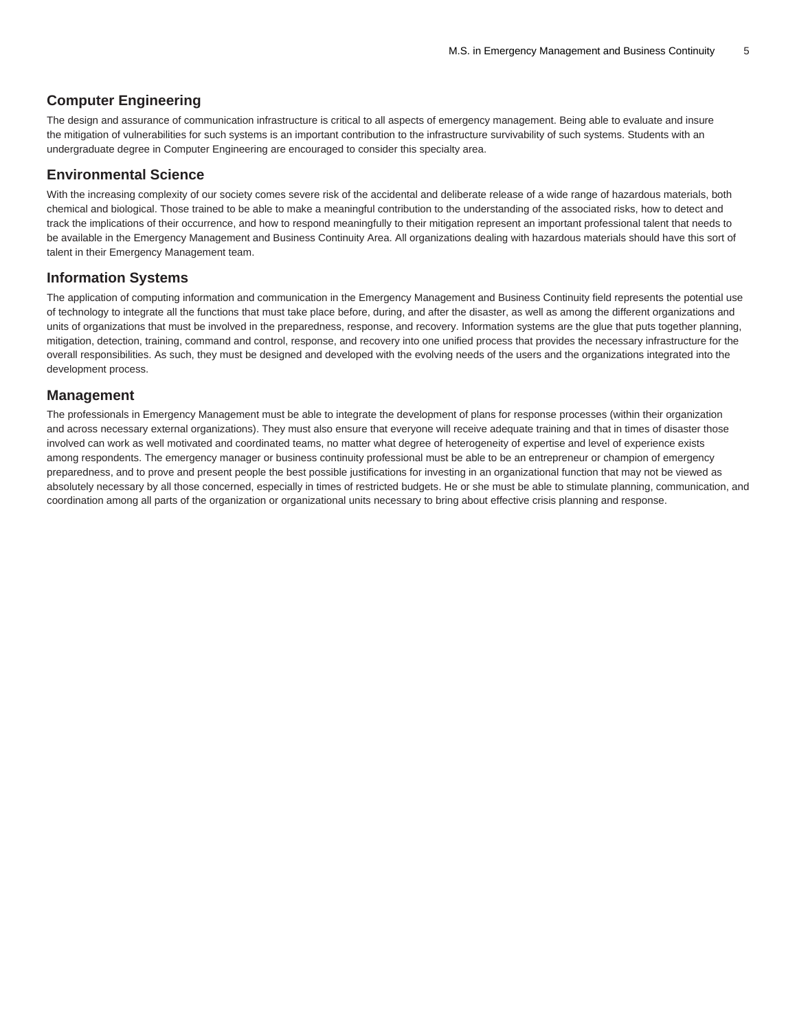## Computer Engineering

The design and assurance of communication infrastructure is critical to all aspects of emergency management. Being able to evaluate and insure the mitigation of vulnerabilities for such systems is an important contribution to the infrastructure survivability of such systems. Students with an undergraduate degree in Computer Engineering are encouraged to consider this specialty area.

## Environmental Science

With the increasing complexity of our society comes severe risk of the accidental and deliberate release of a wide range of hazardous materials, both chemical and biological. Those trained to be able to make a meaningful contribution to the understanding of the associated risks, how to detect and track the implications of their occurrence, and how to respond meaningfully to their mitigation represent an important professional talent that needs to be available in the Emergency Management and Business Continuity Area. All organizations dealing with hazardous materials should have this sort of talent in their Emergency Management team.

## Information Systems

The application of computing information and communication in the Emergency Management and Business Continuity field represents the potential use of technology to integrate all the functions that must take place before, during, and after the disaster, as well as among the different organizations and units of organizations that must be involved in the preparedness, response, and recovery. Information systems are the glue that puts together planning, mitigation, detection, training, command and control, response, and recovery into one unified process that provides the necessary infrastructure for the overall responsibilities. As such, they must be designed and developed with the evolving needs of the users and the organizations integrated into the development process.

## Management

The professionals in Emergency Management must be able to integrate the development of plans for response processes (within their organization and across necessary external organizations). They must also ensure that everyone will receive adequate training and that in times of disaster those involved can work as well motivated and coordinated teams, no matter what degree of heterogeneity of expertise and level of experience exists among respondents. The emergency manager or business continuity professional must be able to be an entrepreneur or champion of emergency preparedness, and to prove and present people the best possible justifications for investing in an organizational function that may not be viewed as absolutely necessary by all those concerned, especially in times of restricted budgets. He or she must be able to stimulate planning, communication, and coordination among all parts of the organization or organizational units necessary to bring about effective crisis planning and response.